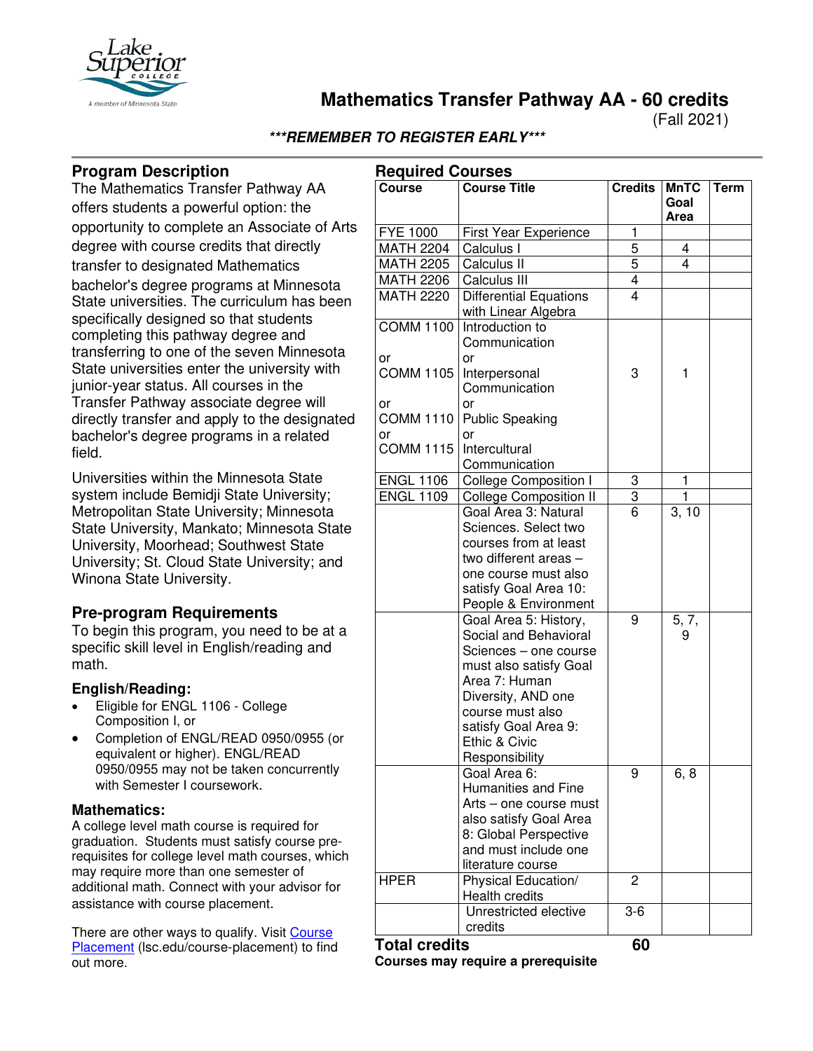# Mathematics Transfer Pathway AA - 60 credits

(Fall 2021)

***REMEMBER TO REGISTER EARLY***

## Program Description

The Mathematics Transfer Pathway AA offers students a powerful option: the opportunity to complete an Associate of Arts degree with course credits that directly transfer to designated Mathematics bachelor's degree programs at Minnesota State universities. The curriculum has been specifically designed so that students completing this pathway degree and transferring to one of the seven Minnesota State universities enter the university with junior-year status. All courses in the Transfer Pathway associate degree will directly transfer and apply to the designated bachelor's degree programs in a related field.

Universities within the Minnesota State system include Bemidji State University; Metropolitan State University; Minnesota State University, Mankato; Minnesota State University, Moorhead; Southwest State University; St. Cloud State University; and Winona State University.

## Pre-program Requirements

To begin this program, you need to be at a specific skill level in English/reading and math.

### English/Reading:

- Eligible for ENGL 1106 - College Composition I, or
- Completion of ENGL/READ 0950/0955 (or equivalent or higher). ENGL/READ 0950/0955 may not be taken concurrently with Semester I coursework.

### Mathematics:

A college level math course is required for graduation. Students must satisfy course pre-requisites for college level math courses, which may require more than one semester of additional math. Connect with your advisor for assistance with course placement.

There are other ways to qualify. Visit [Course Placement](lsc.edu/course-placement) (lsc.edu/course-placement) to find out more.

## Required Courses

| Course | Course Title | Credits | MnTC Goal Area | Term |
|---|---|---|---|---|
| FYE 1000 | First Year Experience | 1 | | |
| MATH 2204 | Calculus I | 5 | 4 | |
| MATH 2205 | Calculus II | 5 | 4 | |
| MATH 2206 | Calculus III | 4 | | |
| MATH 2220 | Differential Equations with Linear Algebra | 4 | | |
| COMM 1100 or COMM 1105 or COMM 1110 or COMM 1115 | Introduction to Communication or Interpersonal Communication or Public Speaking or Intercultural Communication | 3 | 1 | |
| ENGL 1106 | College Composition I | 3 | 1 | |
| ENGL 1109 | College Composition II | 3 | 1 | |
| | Goal Area 3: Natural Sciences. Select two courses from at least two different areas – one course must also satisfy Goal Area 10: People & Environment | 6 | 3, 10 | |
| | Goal Area 5: History, Social and Behavioral Sciences – one course must also satisfy Goal Area 7: Human Diversity, AND one course must also satisfy Goal Area 9: Ethic & Civic Responsibility | 9 | 5, 7, 9 | |
| | Goal Area 6: Humanities and Fine Arts – one course must also satisfy Goal Area 8: Global Perspective and must include one literature course | 9 | 6, 8 | |
| HPER | Physical Education/ Health credits | 2 | | |
| | Unrestricted elective credits | 3-6 | | |
| **Total credits** | | **60** | | |

**Courses may require a prerequisite**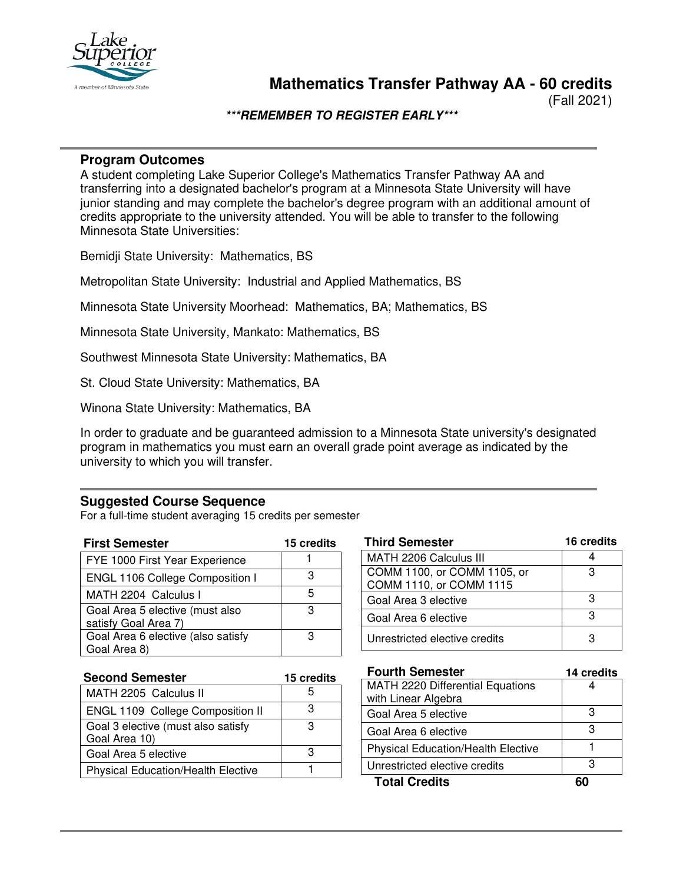# Mathematics Transfer Pathway AA - 60 credits

(Fall 2021)

***\*\*\*REMEMBER TO REGISTER EARLY\*\*\****

## Program Outcomes

A student completing Lake Superior College's Mathematics Transfer Pathway AA and transferring into a designated bachelor's program at a Minnesota State University will have junior standing and may complete the bachelor's degree program with an additional amount of credits appropriate to the university attended. You will be able to transfer to the following Minnesota State Universities:

Bemidji State University: Mathematics, BS

Metropolitan State University: Industrial and Applied Mathematics, BS

Minnesota State University Moorhead: Mathematics, BA; Mathematics, BS

Minnesota State University, Mankato: Mathematics, BS

Southwest Minnesota State University: Mathematics, BA

St. Cloud State University: Mathematics, BA

Winona State University: Mathematics, BA

In order to graduate and be guaranteed admission to a Minnesota State university's designated program in mathematics you must earn an overall grade point average as indicated by the university to which you will transfer.

## Suggested Course Sequence

For a full-time student averaging 15 credits per semester

| First Semester | 15 credits |
|---|---|
| FYE 1000 First Year Experience | 1 |
| ENGL 1106 College Composition I | 3 |
| MATH 2204 Calculus I | 5 |
| Goal Area 5 elective (must also satisfy Goal Area 7) | 3 |
| Goal Area 6 elective (also satisfy Goal Area 8) | 3 |

| Second Semester | 15 credits |
|---|---|
| MATH 2205 Calculus II | 5 |
| ENGL 1109 College Composition II | 3 |
| Goal 3 elective (must also satisfy Goal Area 10) | 3 |
| Goal Area 5 elective | 3 |
| Physical Education/Health Elective | 1 |

| Third Semester | 16 credits |
|---|---|
| MATH 2206 Calculus III | 4 |
| COMM 1100, or COMM 1105, or COMM 1110, or COMM 1115 | 3 |
| Goal Area 3 elective | 3 |
| Goal Area 6 elective | 3 |
| Unrestricted elective credits | 3 |

| Fourth Semester | 14 credits |
|---|---|
| MATH 2220 Differential Equations with Linear Algebra | 4 |
| Goal Area 5 elective | 3 |
| Goal Area 6 elective | 3 |
| Physical Education/Health Elective | 1 |
| Unrestricted elective credits | 3 |
| **Total Credits** | **60** |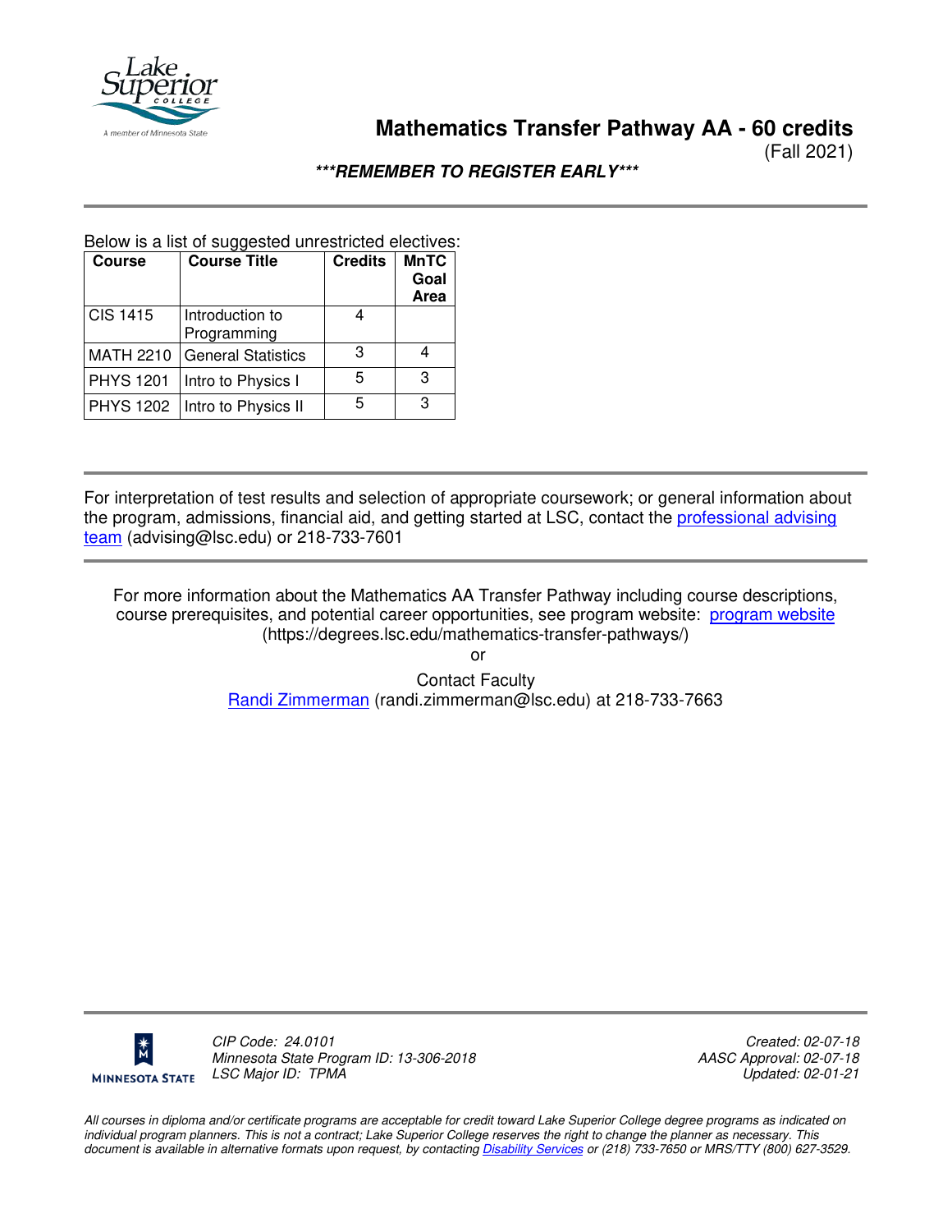# Mathematics Transfer Pathway AA - 60 credits

(Fall 2021)

***REMEMBER TO REGISTER EARLY***

Below is a list of suggested unrestricted electives:

| Course | Course Title | Credits | MnTC Goal Area |
|---|---|---|---|
| CIS 1415 | Introduction to Programming | 4 | |
| MATH 2210 | General Statistics | 3 | 4 |
| PHYS 1201 | Intro to Physics I | 5 | 3 |
| PHYS 1202 | Intro to Physics II | 5 | 3 |

For interpretation of test results and selection of appropriate coursework; or general information about the program, admissions, financial aid, and getting started at LSC, contact the professional advising team (advising@lsc.edu) or 218-733-7601

For more information about the Mathematics AA Transfer Pathway including course descriptions, course prerequisites, and potential career opportunities, see program website: program website (https://degrees.lsc.edu/mathematics-transfer-pathways/)

or

Contact Faculty

Randi Zimmerman (randi.zimmerman@lsc.edu) at 218-733-7663

*CIP Code: 24.0101*
*Minnesota State Program ID: 13-306-2018*
*LSC Major ID: TPMA*

*Created: 02-07-18*
*AASC Approval: 02-07-18*
*Updated: 02-01-21*

*All courses in diploma and/or certificate programs are acceptable for credit toward Lake Superior College degree programs as indicated on individual program planners. This is not a contract; Lake Superior College reserves the right to change the planner as necessary. This document is available in alternative formats upon request, by contacting Disability Services or (218) 733-7650 or MRS/TTY (800) 627-3529.*